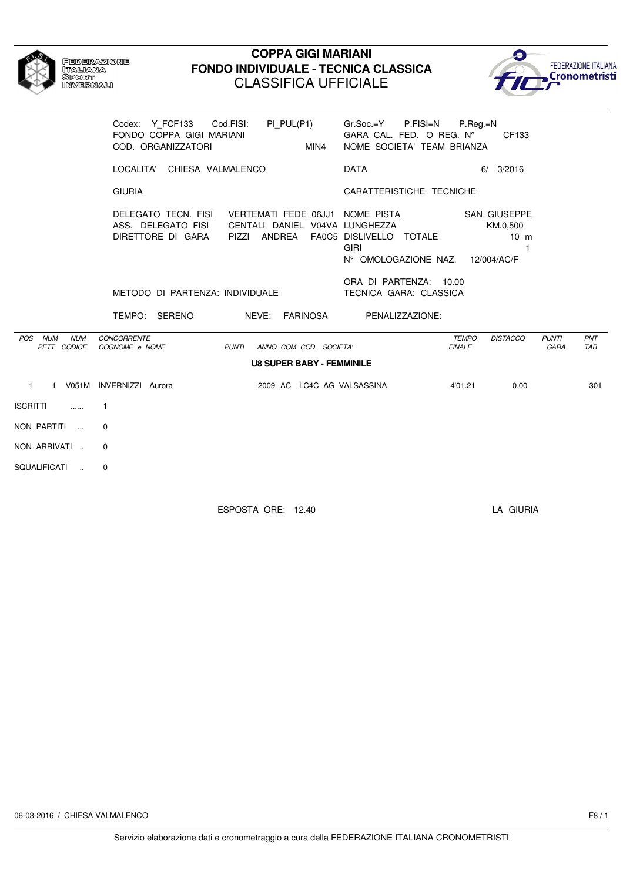# COPPA GIGI MARIANI
## FONDO INDIVIDUALE - TECNICA CLASSICA
### CLASSIFICA UFFICIALE

Codex: Y_FCF133 Cod.FISI: PI_PUL(P1) Gr.Soc.=Y P.FISI=N P.Reg.=N
FONDO COPPA GIGI MARIANI GARA CAL. FED. O REG. N° CF133
COD. ORGANIZZATORI MIN4 NOME SOCIETA' TEAM BRIANZA

LOCALITA' CHIESA VALMALENCO DATA 6/ 3/2016

GIURIA CARATTERISTICHE TECNICHE

DELEGATO TECN. FISI VERTEMATI FEDE 06JJ1
ASS. DELEGATO FISI CENTALI DANIEL V04VA
DIRETTORE DI GARA PIZZI ANDREA FA0C5

NOME PISTA SAN GIUSEPPE
LUNGHEZZA KM.0,500
DISLIVELLO TOTALE 10 m
GIRI 1
N° OMOLOGAZIONE NAZ. 12/004/AC/F

METODO DI PARTENZA: INDIVIDUALE

ORA DI PARTENZA: 10.00
TECNICA GARA: CLASSICA

TEMPO: SERENO NEVE: FARINOSA PENALIZZAZIONE:

| POS | NUM PETT | NUM CODICE | CONCORRENTE COGNOME e NOME | PUNTI | ANNO | COM | COD. | SOCIETA' | TEMPO FINALE | DISTACCO | PUNTI GARA | PNT TAB |
|---|---|---|---|---|---|---|---|---|---|---|---|---|
| **U8 SUPER BABY - FEMMINILE** | | | | | | | | | | | | |
| 1 | 1 | V051M | INVERNIZZI Aurora | | 2009 | AC | LC4C | AG VALSASSINA | 4'01.21 | 0.00 | | 301 |

ISCRITTI ...... 1

NON PARTITI ... 0

NON ARRIVATI .. 0

SQUALIFICATI .. 0

ESPOSTA ORE: 12.40 LA GIURIA

06-03-2016 / CHIESA VALMALENCO

Servizio elaborazione dati e cronometraggio a cura della FEDERAZIONE ITALIANA CRONOMETRISTI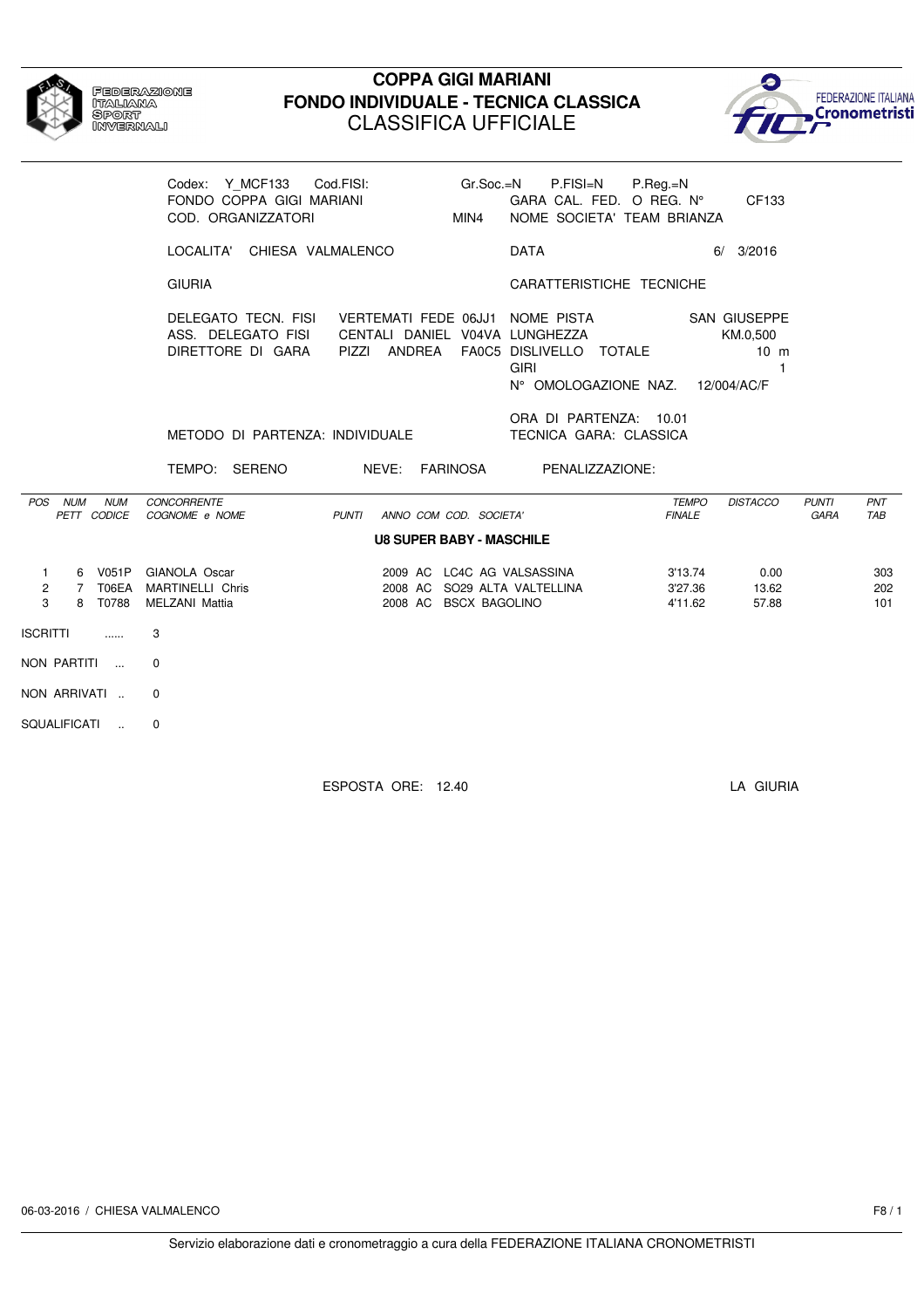FEDERAZIONE ITALIANA SPORT INVERNALI

# COPPA GIGI MARIANI
## FONDO INDIVIDUALE - TECNICA CLASSICA
### CLASSIFICA UFFICIALE

FEDERAZIONE ITALIANA Cronometristi

Codex: Y_MCF133 Cod.FISI: Gr.Soc.=N P.FISI=N P.Reg.=N
FONDO COPPA GIGI MARIANI — GARA CAL. FED. O REG. N° CF133
COD. ORGANIZZATORI MIN4 — NOME SOCIETA' TEAM BRIANZA

LOCALITA' CHIESA VALMALENCO — DATA 6/ 3/2016

GIURIA — CARATTERISTICHE TECNICHE

DELEGATO TECN. FISI VERTEMATI FEDE 06JJ1 — NOME PISTA SAN GIUSEPPE
ASS. DELEGATO FISI CENTALI DANIEL V04VA — LUNGHEZZA KM.0,500
DIRETTORE DI GARA PIZZI ANDREA FA0C5 — DISLIVELLO TOTALE 10 m
GIRI 1
N° OMOLOGAZIONE NAZ. 12/004/AC/F

ORA DI PARTENZA: 10.01
METODO DI PARTENZA: INDIVIDUALE — TECNICA GARA: CLASSICA

TEMPO: SERENO NEVE: FARINOSA PENALIZZAZIONE:

**U8 SUPER BABY - MASCHILE**

| POS | NUM PETT | NUM CODICE | CONCORRENTE COGNOME e NOME | PUNTI | ANNO | COM | COD. | SOCIETA' | TEMPO FINALE | DISTACCO | PUNTI GARA | PNT TAB |
|---|---|---|---|---|---|---|---|---|---|---|---|---|
| 1 | 6 | V051P | GIANOLA Oscar | | 2009 | AC | LC4C | AG VALSASSINA | 3'13.74 | 0.00 | | 303 |
| 2 | 7 | T06EA | MARTINELLI Chris | | 2008 | AC | SO29 | ALTA VALTELLINA | 3'27.36 | 13.62 | | 202 |
| 3 | 8 | T0788 | MELZANI Mattia | | 2008 | AC | BSCX | BAGOLINO | 4'11.62 | 57.88 | | 101 |

ISCRITTI ...... 3

NON PARTITI ... 0

NON ARRIVATI .. 0

SQUALIFICATI .. 0

ESPOSTA ORE: 12.40 LA GIURIA

06-03-2016 / CHIESA VALMALENCO F8 / 1

Servizio elaborazione dati e cronometraggio a cura della FEDERAZIONE ITALIANA CRONOMETRISTI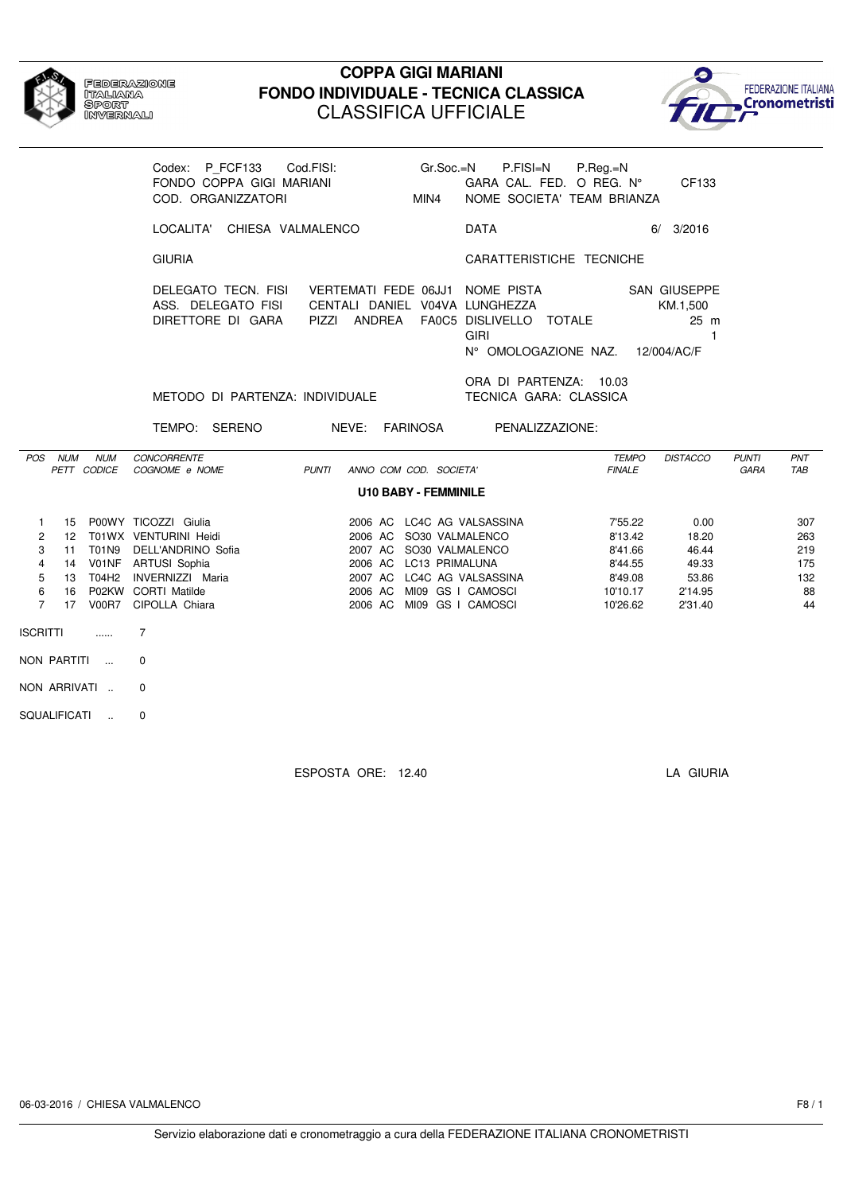# COPPA GIGI MARIANI
## FONDO INDIVIDUALE - TECNICA CLASSICA
### CLASSIFICA UFFICIALE

Codex: P_FCF133 Cod.FISI: Gr.Soc.=N P.FISI=N P.Reg.=N
FONDO COPPA GIGI MARIANI GARA CAL. FED. O REG. N° CF133
COD. ORGANIZZATORI MIN4 NOME SOCIETA' TEAM BRIANZA

LOCALITA' CHIESA VALMALENCO DATA 6/ 3/2016

GIURIA CARATTERISTICHE TECNICHE

DELEGATO TECN. FISI VERTEMATI FEDE 06JJ1 NOME PISTA SAN GIUSEPPE
ASS. DELEGATO FISI CENTALI DANIEL V04VA LUNGHEZZA KM.1,500
DIRETTORE DI GARA PIZZI ANDREA FA0C5 DISLIVELLO TOTALE 25 m
GIRI 1
N° OMOLOGAZIONE NAZ. 12/004/AC/F

ORA DI PARTENZA: 10.03
METODO DI PARTENZA: INDIVIDUALE TECNICA GARA: CLASSICA

TEMPO: SERENO NEVE: FARINOSA PENALIZZAZIONE:

**U10 BABY - FEMMINILE**

| POS | NUM PETT | NUM CODICE | CONCORRENTE COGNOME e NOME | PUNTI | ANNO | COM | COD. SOCIETA' | TEMPO FINALE | DISTACCO | PUNTI GARA | PNT TAB |
|---|---|---|---|---|---|---|---|---|---|---|---|
| 1 | 15 | P00WY | TICOZZI Giulia | | 2006 | AC | LC4C AG VALSASSINA | 7'55.22 | 0.00 | | 307 |
| 2 | 12 | T01WX | VENTURINI Heidi | | 2006 | AC | SO30 VALMALENCO | 8'13.42 | 18.20 | | 263 |
| 3 | 11 | T01N9 | DELL'ANDRINO Sofia | | 2007 | AC | SO30 VALMALENCO | 8'41.66 | 46.44 | | 219 |
| 4 | 14 | V01NF | ARTUSI Sophia | | 2006 | AC | LC13 PRIMALUNA | 8'44.55 | 49.33 | | 175 |
| 5 | 13 | T04H2 | INVERNIZZI Maria | | 2007 | AC | LC4C AG VALSASSINA | 8'49.08 | 53.86 | | 132 |
| 6 | 16 | P02KW | CORTI Matilde | | 2006 | AC | MI09 GS I CAMOSCI | 10'10.17 | 2'14.95 | | 88 |
| 7 | 17 | V00R7 | CIPOLLA Chiara | | 2006 | AC | MI09 GS I CAMOSCI | 10'26.62 | 2'31.40 | | 44 |

ISCRITTI ...... 7

NON PARTITI ... 0

NON ARRIVATI .. 0

SQUALIFICATI .. 0

ESPOSTA ORE: 12.40 LA GIURIA

06-03-2016 / CHIESA VALMALENCO

Servizio elaborazione dati e cronometraggio a cura della FEDERAZIONE ITALIANA CRONOMETRISTI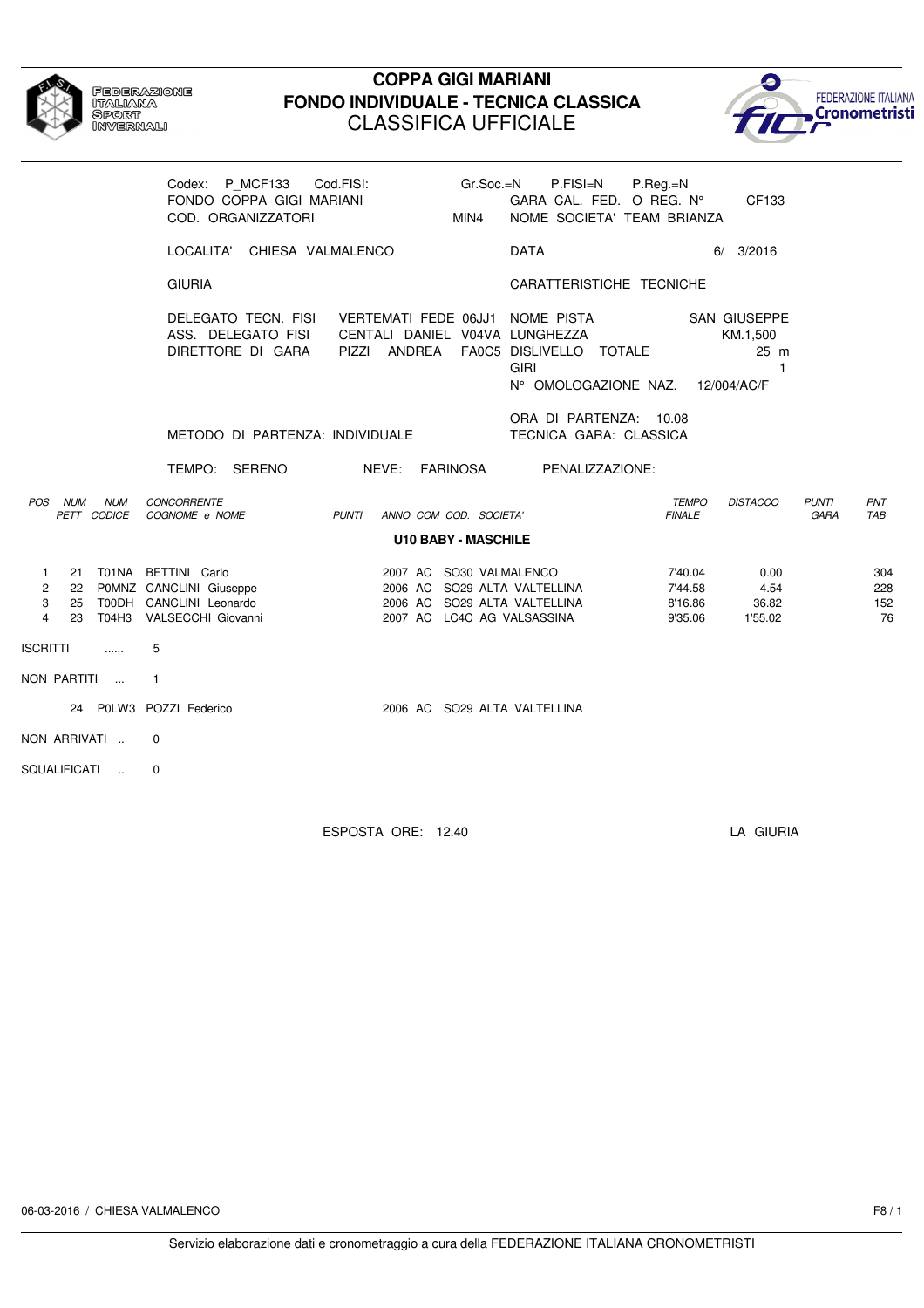**COPPA GIGI MARIANI**
**FONDO INDIVIDUALE - TECNICA CLASSICA**
CLASSIFICA UFFICIALE

FEDERAZIONE ITALIANA SPORT INVERNALI

FEDERAZIONE ITALIANA Cronometristi

Codex: P_MCF133 Cod.FISI: Gr.Soc.=N P.FISI=N P.Reg.=N
FONDO COPPA GIGI MARIANI GARA CAL. FED. O REG. N° CF133
COD. ORGANIZZATORI MIN4 NOME SOCIETA' TEAM BRIANZA

LOCALITA' CHIESA VALMALENCO DATA 6/ 3/2016

GIURIA CARATTERISTICHE TECNICHE

DELEGATO TECN. FISI VERTEMATI FEDE 06JJ1 NOME PISTA SAN GIUSEPPE
ASS. DELEGATO FISI CENTALI DANIEL V04VA LUNGHEZZA KM.1,500
DIRETTORE DI GARA PIZZI ANDREA FA0C5 DISLIVELLO TOTALE 25 m
GIRI 1
N° OMOLOGAZIONE NAZ. 12/004/AC/F

ORA DI PARTENZA: 10.08
METODO DI PARTENZA: INDIVIDUALE TECNICA GARA: CLASSICA

TEMPO: SERENO NEVE: FARINOSA PENALIZZAZIONE:

**U10 BABY - MASCHILE**

| POS | NUM PETT | NUM CODICE | CONCORRENTE COGNOME e NOME | PUNTI | ANNO | COM | COD. SOCIETA' | TEMPO FINALE | DISTACCO | PUNTI GARA | PNT TAB |
|---|---|---|---|---|---|---|---|---|---|---|---|
| 1 | 21 | T01NA | BETTINI Carlo | | 2007 | AC | SO30 VALMALENCO | 7'40.04 | 0.00 | | 304 |
| 2 | 22 | P0MNZ | CANCLINI Giuseppe | | 2006 | AC | SO29 ALTA VALTELLINA | 7'44.58 | 4.54 | | 228 |
| 3 | 25 | T00DH | CANCLINI Leonardo | | 2006 | AC | SO29 ALTA VALTELLINA | 8'16.86 | 36.82 | | 152 |
| 4 | 23 | T04H3 | VALSECCHI Giovanni | | 2007 | AC | LC4C AG VALSASSINA | 9'35.06 | 1'55.02 | | 76 |

ISCRITTI ...... 5

NON PARTITI ... 1

24 P0LW3 POZZI Federico 2006 AC SO29 ALTA VALTELLINA

NON ARRIVATI .. 0

SQUALIFICATI .. 0

ESPOSTA ORE: 12.40 LA GIURIA

06-03-2016 / CHIESA VALMALENCO

Servizio elaborazione dati e cronometraggio a cura della FEDERAZIONE ITALIANA CRONOMETRISTI